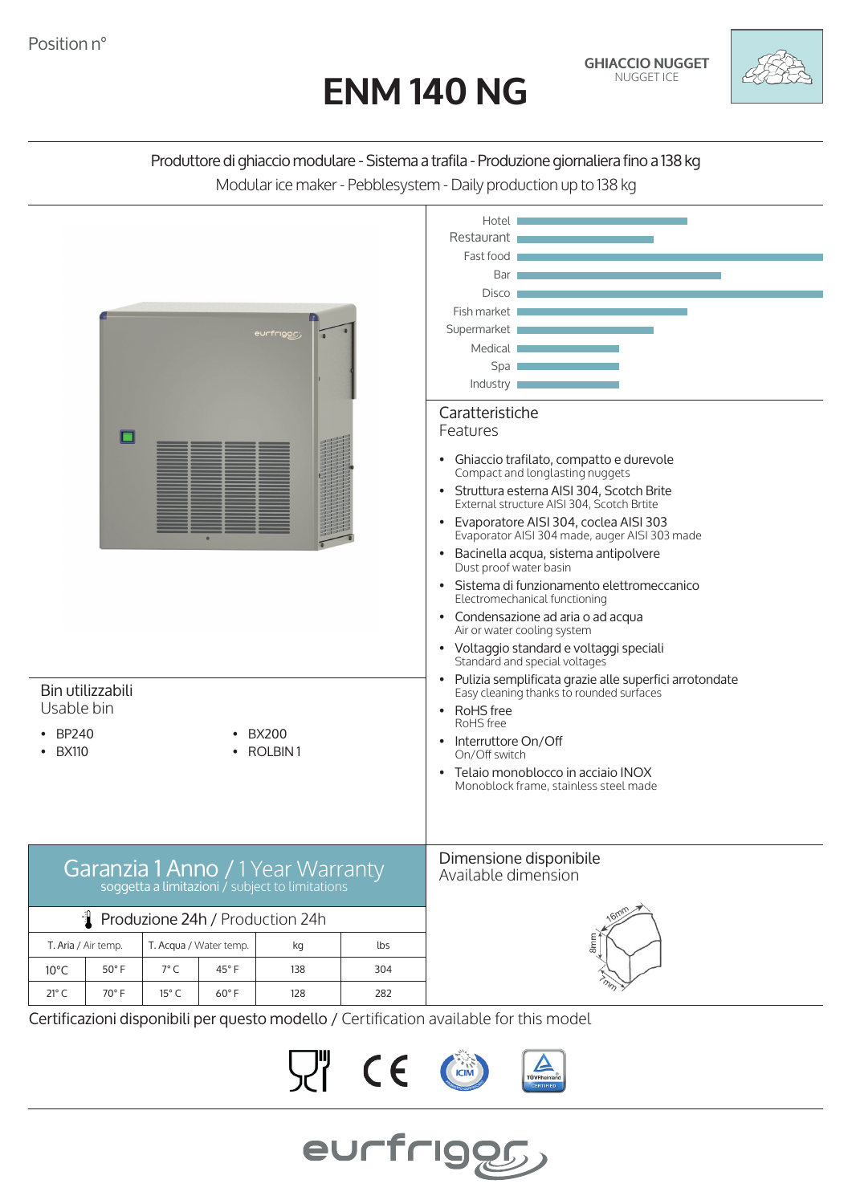Position n°

# ENM 140 NG

**GHIACCIO NUGGET**
NUGGET ICE

Produttore di ghiaccio modulare - Sistema a trafila - Produzione giornaliera fino a 138 kg
Modular ice maker - Pebblesystem - Daily production up to 138 kg

Hotel
Restaurant
Fast food
Bar
Disco
Fish market
Supermarket
Medical
Spa
Industry

## Caratteristiche
Features

- Ghiaccio trafilato, compatto e durevole
  Compact and longlasting nuggets
- Struttura esterna AISI 304, Scotch Brite
  External structure AISI 304, Scotch Brtite
- Evaporatore AISI 304, coclea AISI 303
  Evaporator AISI 304 made, auger AISI 303 made
- Bacinella acqua, sistema antipolvere
  Dust proof water basin
- Sistema di funzionamento elettromeccanico
  Electromechanical functioning
- Condensazione ad aria o ad acqua
  Air or water cooling system
- Voltaggio standard e voltaggi speciali
  Standard and special voltages
- Pulizia semplificata grazie alle superfici arrotondate
  Easy cleaning thanks to rounded surfaces
- RoHS free
  RoHS free
- Interruttore On/Off
  On/Off switch
- Telaio monoblocco in acciaio INOX
  Monoblock frame, stainless steel made

## Bin utilizzabili
Usable bin

- BP240
- BX110
- BX200
- ROLBIN 1

## Garanzia 1 Anno / 1 Year Warranty
soggetta a limitazioni / subject to limitations

### Produzione 24h / Production 24h

| T. Aria / Air temp. | | T. Acqua / Water temp. | | kg | lbs |
|---|---|---|---|---|---|
| 10°C | 50° F | 7° C | 45° F | 138 | 304 |
| 21° C | 70° F | 15° C | 60° F | 128 | 282 |

## Dimensione disponibile
Available dimension

16mm
8mm
7mm

Certificazioni disponibili per questo modello / Certification available for this model

eurfrigor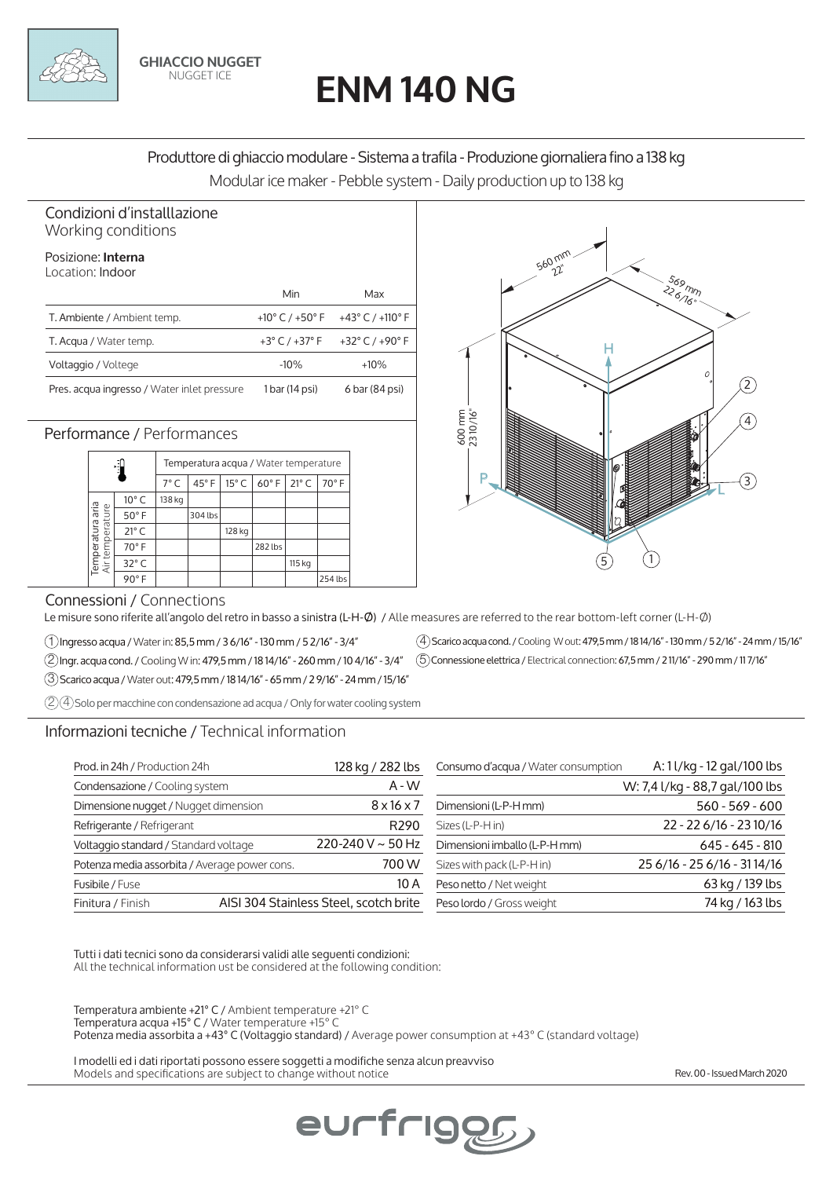**GHIACCIO NUGGET**
NUGGET ICE

# ENM 140 NG

Produttore di ghiaccio modulare - Sistema a trafila - Produzione giornaliera fino a 138 kg
Modular ice maker - Pebble system - Daily production up to 138 kg

## Condizioni d'installlazione
Working conditions

Posizione: **Interna**
Location: Indoor

| | Min | Max |
|---|---|---|
| T. Ambiente / Ambient temp. | +10° C / +50° F | +43° C / +110° F |
| T. Acqua / Water temp. | +3° C / +37° F | +32° C / +90° F |
| Voltaggio / Voltege | -10% | +10% |
| Pres. acqua ingresso / Water inlet pressure | 1 bar (14 psi) | 6 bar (84 psi) |

## Performance / Performances

| | Temperatura acqua / Water temperature | | | | | |
|---|---|---|---|---|---|---|
| Temperatura aria / Air temperature | 7° C | 45° F | 15° C | 60° F | 21° C | 70° F |
| 10° C | 138 kg | | | | | |
| 50° F | | 304 lbs | | | | |
| 21° C | | | 128 kg | | | |
| 70° F | | | | 282 lbs | | |
| 32° C | | | | | 115 kg | |
| 90° F | | | | | | 254 lbs |

560 mm
22"
569 mm
22 6/16"
600 mm
23 10/16"
H
P
L

## Connessioni / Connections

Le misure sono riferite all'angolo del retro in basso a sinistra (L-H-Ø) / Alle measures are referred to the rear bottom-left corner (L-H-Ø)

1. Ingresso acqua / Water in: 85,5 mm / 3 6/16" - 130 mm / 5 2/16" - 3/4"
2. Ingr. acqua cond. / Cooling W in: 479,5 mm / 18 14/16" - 260 mm / 10 4/16" - 3/4"
3. Scarico acqua / Water out: 479,5 mm / 18 14/16" - 65 mm / 2 9/16" - 24 mm / 15/16"
4. Scarico acqua cond. / Cooling W out: 479,5 mm / 18 14/16" - 130 mm / 5 2/16" - 24 mm / 15/16"
5. Connessione elettrica / Electrical connection: 67,5 mm / 2 11/16" - 290 mm / 11 7/16"

(2)(4) Solo per macchine con condensazione ad acqua / Only for water cooling system

## Informazioni tecniche / Technical information

| | |
|---|---|
| Prod. in 24h / Production 24h | 128 kg / 282 lbs |
| Condensazione / Cooling system | A - W |
| Dimensione nugget / Nugget dimension | 8 x 16 x 7 |
| Refrigerante / Refrigerant | R290 |
| Voltaggio standard / Standard voltage | 220-240 V ~ 50 Hz |
| Potenza media assorbita / Average power cons. | 700 W |
| Fusibile / Fuse | 10 A |
| Finitura / Finish | AISI 304 Stainless Steel, scotch brite |

| | |
|---|---|
| Consumo d'acqua / Water consumption | A: 1 l/kg - 12 gal/100 lbs |
| | W: 7,4 l/kg - 88,7 gal/100 lbs |
| Dimensioni (L-P-H mm) | 560 - 569 - 600 |
| Sizes (L-P-H in) | 22 - 22 6/16 - 23 10/16 |
| Dimensioni imballo (L-P-H mm) | 645 - 645 - 810 |
| Sizes with pack (L-P-H in) | 25 6/16 - 25 6/16 - 31 14/16 |
| Peso netto / Net weight | 63 kg / 139 lbs |
| Peso lordo / Gross weight | 74 kg / 163 lbs |

Tutti i dati tecnici sono da considerarsi validi alle seguenti condizioni:
All the technical information ust be considered at the following condition:

Temperatura ambiente +21° C / Ambient temperature +21° C
Temperatura acqua +15° C / Water temperature +15° C
Potenza media assorbita a +43° C (Voltaggio standard) / Average power consumption at +43° C (standard voltage)

I modelli ed i dati riportati possono essere soggetti a modifiche senza alcun preavviso
Models and specifications are subject to change without notice

Rev. 00 - Issued March 2020

eurfrigor